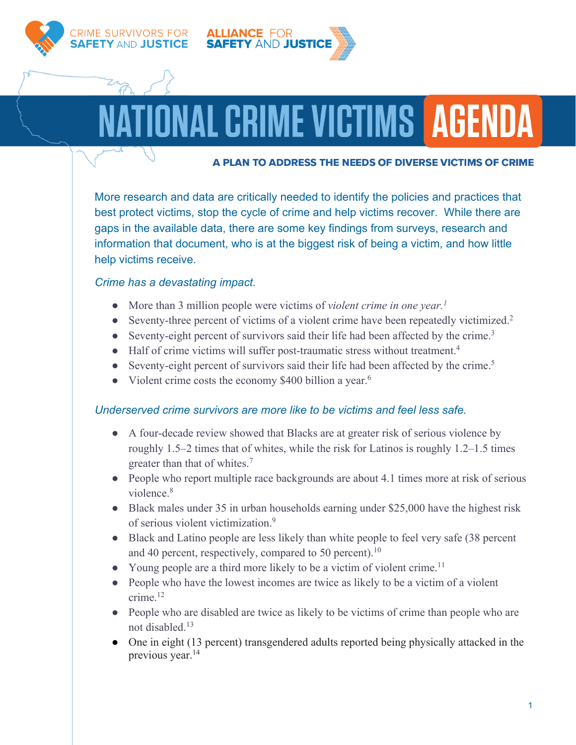CRIME SURVIVORS FOR SAFETY AND JUSTICE

ALLIANCE FOR SAFETY AND JUSTICE

# NATIONAL CRIME VICTIMS AGENDA

**A PLAN TO ADDRESS THE NEEDS OF DIVERSE VICTIMS OF CRIME**

More research and data are critically needed to identify the policies and practices that best protect victims, stop the cycle of crime and help victims recover. While there are gaps in the available data, there are some key findings from surveys, research and information that document, who is at the biggest risk of being a victim, and how little help victims receive.

*Crime has a devastating impact.*

- More than 3 million people were victims of *violent crime in one year.*[1]
- Seventy-three percent of victims of a violent crime have been repeatedly victimized.[2]
- Seventy-eight percent of survivors said their life had been affected by the crime.[3]
- Half of crime victims will suffer post-traumatic stress without treatment.[4]
- Seventy-eight percent of survivors said their life had been affected by the crime.[5]
- Violent crime costs the economy $400 billion a year.[6]

*Underserved crime survivors are more like to be victims and feel less safe.*

- A four-decade review showed that Blacks are at greater risk of serious violence by roughly 1.5–2 times that of whites, while the risk for Latinos is roughly 1.2–1.5 times greater than that of whites.[7]
- People who report multiple race backgrounds are about 4.1 times more at risk of serious violence.[8]
- Black males under 35 in urban households earning under $25,000 have the highest risk of serious violent victimization.[9]
- Black and Latino people are less likely than white people to feel very safe (38 percent and 40 percent, respectively, compared to 50 percent).[10]
- Young people are a third more likely to be a victim of violent crime.[11]
- People who have the lowest incomes are twice as likely to be a victim of a violent crime.[12]
- People who are disabled are twice as likely to be victims of crime than people who are not disabled.[13]
- One in eight (13 percent) transgendered adults reported being physically attacked in the previous year.[14]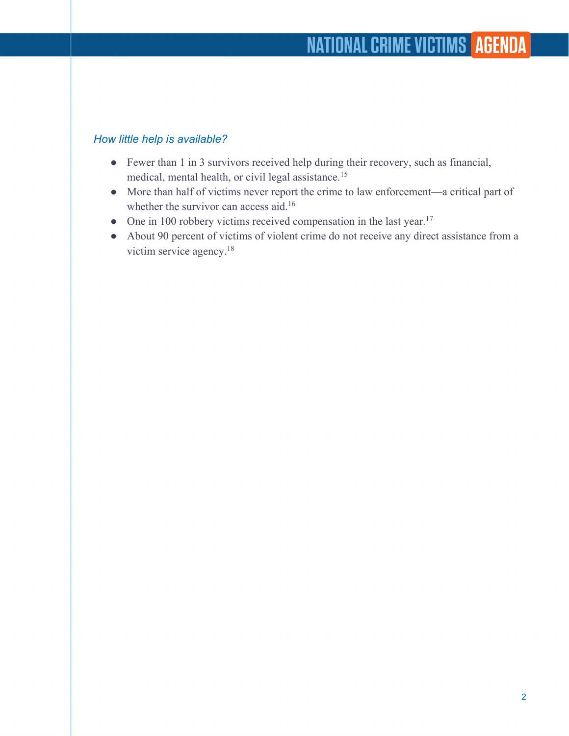*How little help is available?*

- Fewer than 1 in 3 survivors received help during their recovery, such as financial, medical, mental health, or civil legal assistance.[15]
- More than half of victims never report the crime to law enforcement—a critical part of whether the survivor can access aid.[16]
- One in 100 robbery victims received compensation in the last year.[17]
- About 90 percent of victims of violent crime do not receive any direct assistance from a victim service agency.[18]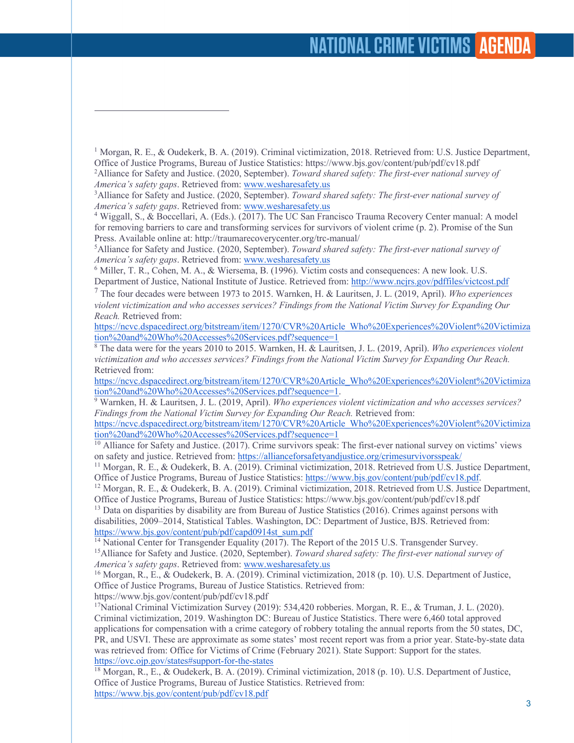[1] Morgan, R. E., & Oudekerk, B. A. (2019). Criminal victimization, 2018. Retrieved from: U.S. Justice Department, Office of Justice Programs, Bureau of Justice Statistics: https://www.bjs.gov/content/pub/pdf/cv18.pdf

[2] Alliance for Safety and Justice. (2020, September). *Toward shared safety: The first-ever national survey of America's safety gaps*. Retrieved from: www.wesharesafety.us

[3] Alliance for Safety and Justice. (2020, September). *Toward shared safety: The first-ever national survey of America's safety gaps*. Retrieved from: www.wesharesafety.us

[4] Wiggall, S., & Boccellari, A. (Eds.). (2017). The UC San Francisco Trauma Recovery Center manual: A model for removing barriers to care and transforming services for survivors of violent crime (p. 2). Promise of the Sun Press. Available online at: http://traumarecoverycenter.org/trc-manual/

[5] Alliance for Safety and Justice. (2020, September). *Toward shared safety: The first-ever national survey of America's safety gaps*. Retrieved from: www.wesharesafety.us

[6] Miller, T. R., Cohen, M. A., & Wiersema, B. (1996). Victim costs and consequences: A new look. U.S. Department of Justice, National Institute of Justice. Retrieved from: http://www.ncjrs.gov/pdffiles/victcost.pdf

[7] The four decades were between 1973 to 2015. Warnken, H. & Lauritsen, J. L. (2019, April). *Who experiences violent victimization and who accesses services? Findings from the National Victim Survey for Expanding Our Reach.* Retrieved from: https://ncvc.dspacedirect.org/bitstream/item/1270/CVR%20Article_Who%20Experiences%20Violent%20Victimization%20and%20Who%20Accesses%20Services.pdf?sequence=1

[8] The data were for the years 2010 to 2015. Warnken, H. & Lauritsen, J. L. (2019, April). *Who experiences violent victimization and who accesses services? Findings from the National Victim Survey for Expanding Our Reach.* Retrieved from: https://ncvc.dspacedirect.org/bitstream/item/1270/CVR%20Article_Who%20Experiences%20Violent%20Victimization%20and%20Who%20Accesses%20Services.pdf?sequence=1.

[9] Warnken, H. & Lauritsen, J. L. (2019, April). *Who experiences violent victimization and who accesses services? Findings from the National Victim Survey for Expanding Our Reach.* Retrieved from: https://ncvc.dspacedirect.org/bitstream/item/1270/CVR%20Article_Who%20Experiences%20Violent%20Victimization%20and%20Who%20Accesses%20Services.pdf?sequence=1

[10] Alliance for Safety and Justice. (2017). Crime survivors speak: The first-ever national survey on victims' views on safety and justice. Retrieved from: https://allianceforsafetyandjustice.org/crimesurvivorsspeak/

[11] Morgan, R. E., & Oudekerk, B. A. (2019). Criminal victimization, 2018. Retrieved from U.S. Justice Department, Office of Justice Programs, Bureau of Justice Statistics: https://www.bjs.gov/content/pub/pdf/cv18.pdf.

[12] Morgan, R. E., & Oudekerk, B. A. (2019). Criminal victimization, 2018. Retrieved from U.S. Justice Department, Office of Justice Programs, Bureau of Justice Statistics: https://www.bjs.gov/content/pub/pdf/cv18.pdf

[13] Data on disparities by disability are from Bureau of Justice Statistics (2016). Crimes against persons with disabilities, 2009–2014, Statistical Tables. Washington, DC: Department of Justice, BJS. Retrieved from: https://www.bjs.gov/content/pub/pdf/capd0914st_sum.pdf

[14] National Center for Transgender Equality (2017). The Report of the 2015 U.S. Transgender Survey.

[15] Alliance for Safety and Justice. (2020, September). *Toward shared safety: The first-ever national survey of America's safety gaps*. Retrieved from: www.wesharesafety.us

[16] Morgan, R., E., & Oudekerk, B. A. (2019). Criminal victimization, 2018 (p. 10). U.S. Department of Justice, Office of Justice Programs, Bureau of Justice Statistics. Retrieved from: https://www.bjs.gov/content/pub/pdf/cv18.pdf

[17] National Criminal Victimization Survey (2019): 534,420 robberies. Morgan, R. E., & Truman, J. L. (2020). Criminal victimization, 2019. Washington DC: Bureau of Justice Statistics. There were 6,460 total approved applications for compensation with a crime category of robbery totaling the annual reports from the 50 states, DC, PR, and USVI. These are approximate as some states' most recent report was from a prior year. State-by-state data was retrieved from: Office for Victims of Crime (February 2021). State Support: Support for the states. https://ovc.ojp.gov/states#support-for-the-states

[18] Morgan, R., E., & Oudekerk, B. A. (2019). Criminal victimization, 2018 (p. 10). U.S. Department of Justice, Office of Justice Programs, Bureau of Justice Statistics. Retrieved from: https://www.bjs.gov/content/pub/pdf/cv18.pdf